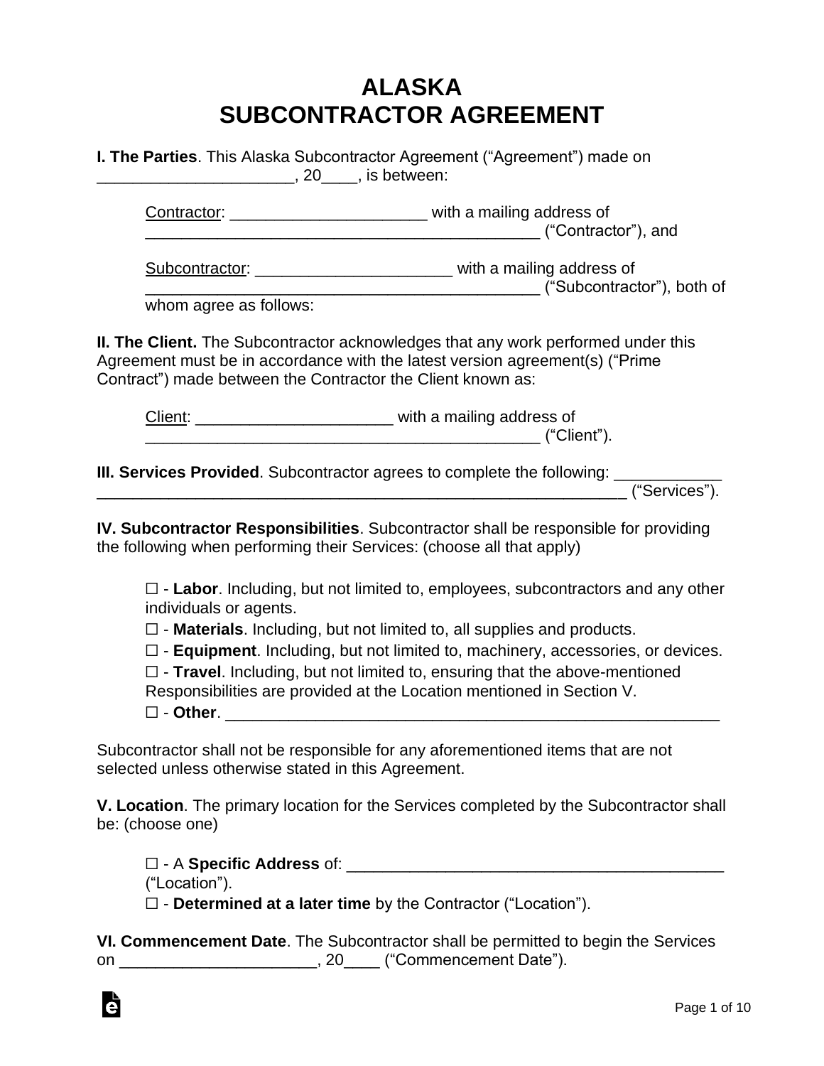# ALASKA SUBCONTRACTOR AGREEMENT

**I. The Parties**. This Alaska Subcontractor Agreement ("Agreement") made on ______________________, 20____, is between:

Contractor: ______________________ with a mailing address of ____________________________________________ ("Contractor"), and

Subcontractor: ______________________ with a mailing address of ____________________________________________ ("Subcontractor"), both of whom agree as follows:

**II. The Client.** The Subcontractor acknowledges that any work performed under this Agreement must be in accordance with the latest version agreement(s) ("Prime Contract") made between the Contractor the Client known as:

Client: ______________________ with a mailing address of ____________________________________________ ("Client").

**III. Services Provided**. Subcontractor agrees to complete the following: ____________ ____________________________________________________________ ("Services").

**IV. Subcontractor Responsibilities**. Subcontractor shall be responsible for providing the following when performing their Services: (choose all that apply)

☐ - **Labor**. Including, but not limited to, employees, subcontractors and any other individuals or agents.
☐ - **Materials**. Including, but not limited to, all supplies and products.
☐ - **Equipment**. Including, but not limited to, machinery, accessories, or devices.
☐ - **Travel**. Including, but not limited to, ensuring that the above-mentioned Responsibilities are provided at the Location mentioned in Section V.
☐ - **Other**. ________________________________________________________

Subcontractor shall not be responsible for any aforementioned items that are not selected unless otherwise stated in this Agreement.

**V. Location**. The primary location for the Services completed by the Subcontractor shall be: (choose one)

☐ - A **Specific Address** of: ___________________________________________ ("Location").
☐ - **Determined at a later time** by the Contractor ("Location").

**VI. Commencement Date**. The Subcontractor shall be permitted to begin the Services on ______________________, 20____ ("Commencement Date").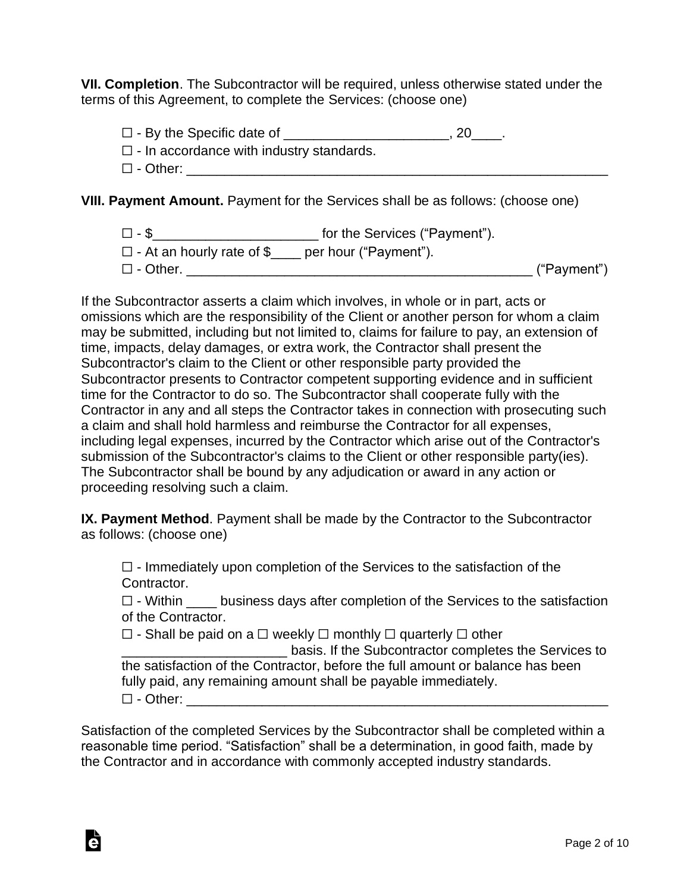**VII. Completion**. The Subcontractor will be required, unless otherwise stated under the terms of this Agreement, to complete the Services: (choose one)

☐ - By the Specific date of ______________________, 20____.
☐ - In accordance with industry standards.
☐ - Other: ___________________________________________________________

**VIII. Payment Amount.** Payment for the Services shall be as follows: (choose one)

☐ - $______________________ for the Services ("Payment").
☐ - At an hourly rate of $____ per hour ("Payment").
☐ - Other. _________________________________________________ ("Payment")

If the Subcontractor asserts a claim which involves, in whole or in part, acts or omissions which are the responsibility of the Client or another person for whom a claim may be submitted, including but not limited to, claims for failure to pay, an extension of time, impacts, delay damages, or extra work, the Contractor shall present the Subcontractor's claim to the Client or other responsible party provided the Subcontractor presents to Contractor competent supporting evidence and in sufficient time for the Contractor to do so. The Subcontractor shall cooperate fully with the Contractor in any and all steps the Contractor takes in connection with prosecuting such a claim and shall hold harmless and reimburse the Contractor for all expenses, including legal expenses, incurred by the Contractor which arise out of the Contractor's submission of the Subcontractor's claims to the Client or other responsible party(ies). The Subcontractor shall be bound by any adjudication or award in any action or proceeding resolving such a claim.

**IX. Payment Method**. Payment shall be made by the Contractor to the Subcontractor as follows: (choose one)

☐ - Immediately upon completion of the Services to the satisfaction of the Contractor.
☐ - Within ____ business days after completion of the Services to the satisfaction of the Contractor.
☐ - Shall be paid on a ☐ weekly ☐ monthly ☐ quarterly ☐ other ______________________ basis. If the Subcontractor completes the Services to the satisfaction of the Contractor, before the full amount or balance has been fully paid, any remaining amount shall be payable immediately.
☐ - Other: ___________________________________________________________

Satisfaction of the completed Services by the Subcontractor shall be completed within a reasonable time period. "Satisfaction" shall be a determination, in good faith, made by the Contractor and in accordance with commonly accepted industry standards.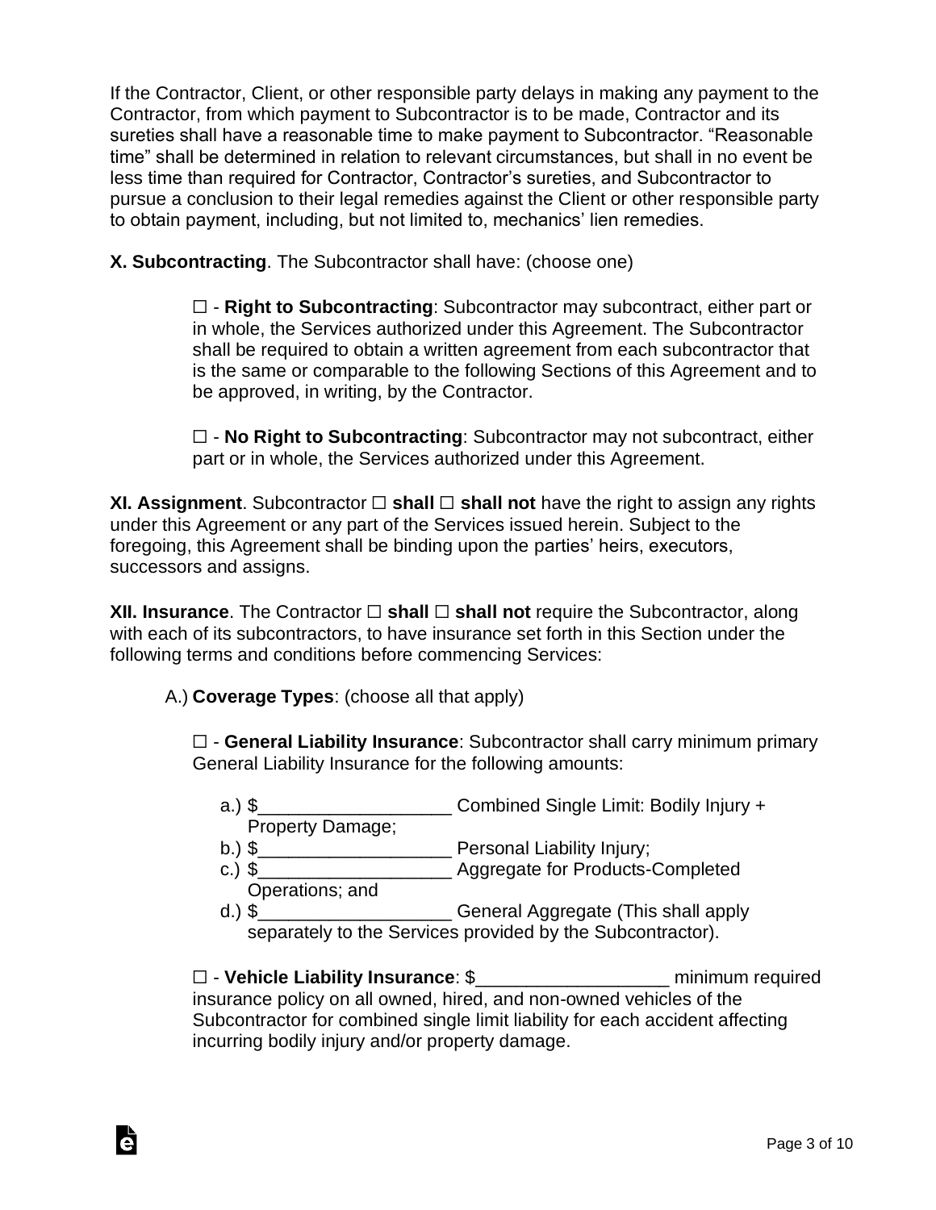If the Contractor, Client, or other responsible party delays in making any payment to the Contractor, from which payment to Subcontractor is to be made, Contractor and its sureties shall have a reasonable time to make payment to Subcontractor. "Reasonable time" shall be determined in relation to relevant circumstances, but shall in no event be less time than required for Contractor, Contractor's sureties, and Subcontractor to pursue a conclusion to their legal remedies against the Client or other responsible party to obtain payment, including, but not limited to, mechanics' lien remedies.

**X. Subcontracting**. The Subcontractor shall have: (choose one)

> ☐ - **Right to Subcontracting**: Subcontractor may subcontract, either part or in whole, the Services authorized under this Agreement. The Subcontractor shall be required to obtain a written agreement from each subcontractor that is the same or comparable to the following Sections of this Agreement and to be approved, in writing, by the Contractor.
>
> ☐ - **No Right to Subcontracting**: Subcontractor may not subcontract, either part or in whole, the Services authorized under this Agreement.

**XI. Assignment**. Subcontractor ☐ **shall** ☐ **shall not** have the right to assign any rights under this Agreement or any part of the Services issued herein. Subject to the foregoing, this Agreement shall be binding upon the parties' heirs, executors, successors and assigns.

**XII. Insurance**. The Contractor ☐ **shall** ☐ **shall not** require the Subcontractor, along with each of its subcontractors, to have insurance set forth in this Section under the following terms and conditions before commencing Services:

A.) **Coverage Types**: (choose all that apply)

☐ - **General Liability Insurance**: Subcontractor shall carry minimum primary General Liability Insurance for the following amounts:

a.) $___________________ Combined Single Limit: Bodily Injury + Property Damage;
b.) $___________________ Personal Liability Injury;
c.) $___________________ Aggregate for Products-Completed Operations; and
d.) $___________________ General Aggregate (This shall apply separately to the Services provided by the Subcontractor).

☐ - **Vehicle Liability Insurance**: $___________________ minimum required insurance policy on all owned, hired, and non-owned vehicles of the Subcontractor for combined single limit liability for each accident affecting incurring bodily injury and/or property damage.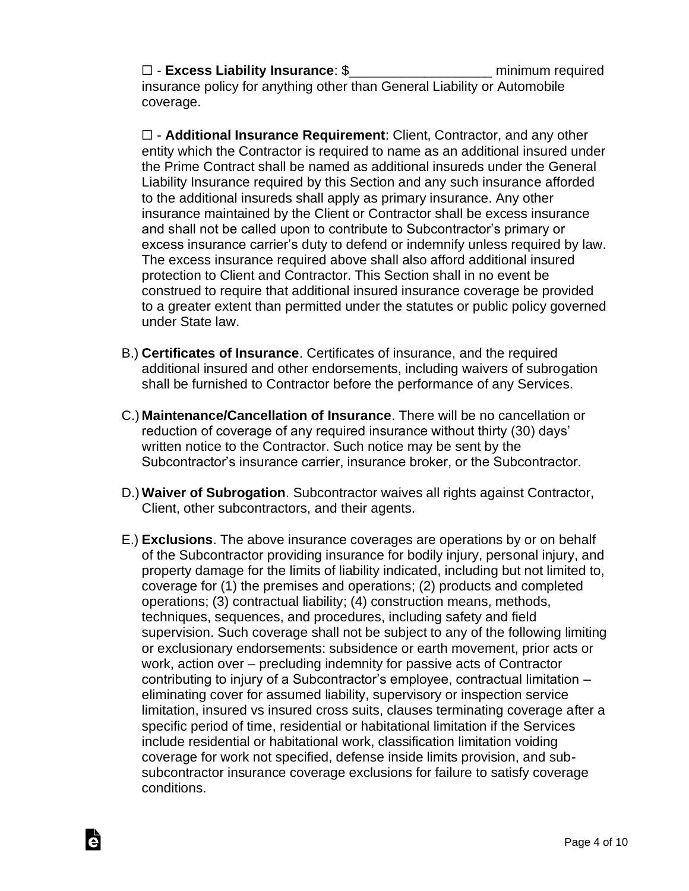☐ - **Excess Liability Insurance**: $___________________ minimum required insurance policy for anything other than General Liability or Automobile coverage.

☐ - **Additional Insurance Requirement**: Client, Contractor, and any other entity which the Contractor is required to name as an additional insured under the Prime Contract shall be named as additional insureds under the General Liability Insurance required by this Section and any such insurance afforded to the additional insureds shall apply as primary insurance. Any other insurance maintained by the Client or Contractor shall be excess insurance and shall not be called upon to contribute to Subcontractor's primary or excess insurance carrier's duty to defend or indemnify unless required by law. The excess insurance required above shall also afford additional insured protection to Client and Contractor. This Section shall in no event be construed to require that additional insured insurance coverage be provided to a greater extent than permitted under the statutes or public policy governed under State law.

B.) **Certificates of Insurance**. Certificates of insurance, and the required additional insured and other endorsements, including waivers of subrogation shall be furnished to Contractor before the performance of any Services.

C.) **Maintenance/Cancellation of Insurance**. There will be no cancellation or reduction of coverage of any required insurance without thirty (30) days' written notice to the Contractor. Such notice may be sent by the Subcontractor's insurance carrier, insurance broker, or the Subcontractor.

D.) **Waiver of Subrogation**. Subcontractor waives all rights against Contractor, Client, other subcontractors, and their agents.

E.) **Exclusions**. The above insurance coverages are operations by or on behalf of the Subcontractor providing insurance for bodily injury, personal injury, and property damage for the limits of liability indicated, including but not limited to, coverage for (1) the premises and operations; (2) products and completed operations; (3) contractual liability; (4) construction means, methods, techniques, sequences, and procedures, including safety and field supervision. Such coverage shall not be subject to any of the following limiting or exclusionary endorsements: subsidence or earth movement, prior acts or work, action over – precluding indemnity for passive acts of Contractor contributing to injury of a Subcontractor's employee, contractual limitation – eliminating cover for assumed liability, supervisory or inspection service limitation, insured vs insured cross suits, clauses terminating coverage after a specific period of time, residential or habitational limitation if the Services include residential or habitational work, classification limitation voiding coverage for work not specified, defense inside limits provision, and sub-subcontractor insurance coverage exclusions for failure to satisfy coverage conditions.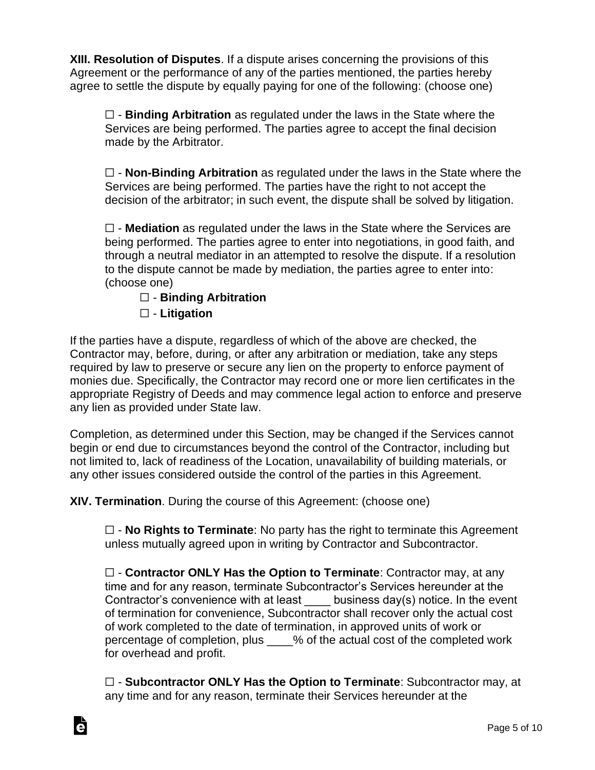**XIII. Resolution of Disputes**. If a dispute arises concerning the provisions of this Agreement or the performance of any of the parties mentioned, the parties hereby agree to settle the dispute by equally paying for one of the following: (choose one)

> ☐ - **Binding Arbitration** as regulated under the laws in the State where the Services are being performed. The parties agree to accept the final decision made by the Arbitrator.
>
> ☐ - **Non-Binding Arbitration** as regulated under the laws in the State where the Services are being performed. The parties have the right to not accept the decision of the arbitrator; in such event, the dispute shall be solved by litigation.
>
> ☐ - **Mediation** as regulated under the laws in the State where the Services are being performed. The parties agree to enter into negotiations, in good faith, and through a neutral mediator in an attempted to resolve the dispute. If a resolution to the dispute cannot be made by mediation, the parties agree to enter into: (choose one)
>
> > ☐ - **Binding Arbitration**
> >
> > ☐ - **Litigation**

If the parties have a dispute, regardless of which of the above are checked, the Contractor may, before, during, or after any arbitration or mediation, take any steps required by law to preserve or secure any lien on the property to enforce payment of monies due. Specifically, the Contractor may record one or more lien certificates in the appropriate Registry of Deeds and may commence legal action to enforce and preserve any lien as provided under State law.

Completion, as determined under this Section, may be changed if the Services cannot begin or end due to circumstances beyond the control of the Contractor, including but not limited to, lack of readiness of the Location, unavailability of building materials, or any other issues considered outside the control of the parties in this Agreement.

**XIV. Termination**. During the course of this Agreement: (choose one)

> ☐ - **No Rights to Terminate**: No party has the right to terminate this Agreement unless mutually agreed upon in writing by Contractor and Subcontractor.
>
> ☐ - **Contractor ONLY Has the Option to Terminate**: Contractor may, at any time and for any reason, terminate Subcontractor's Services hereunder at the Contractor's convenience with at least ____ business day(s) notice. In the event of termination for convenience, Subcontractor shall recover only the actual cost of work completed to the date of termination, in approved units of work or percentage of completion, plus ____% of the actual cost of the completed work for overhead and profit.
>
> ☐ - **Subcontractor ONLY Has the Option to Terminate**: Subcontractor may, at any time and for any reason, terminate their Services hereunder at the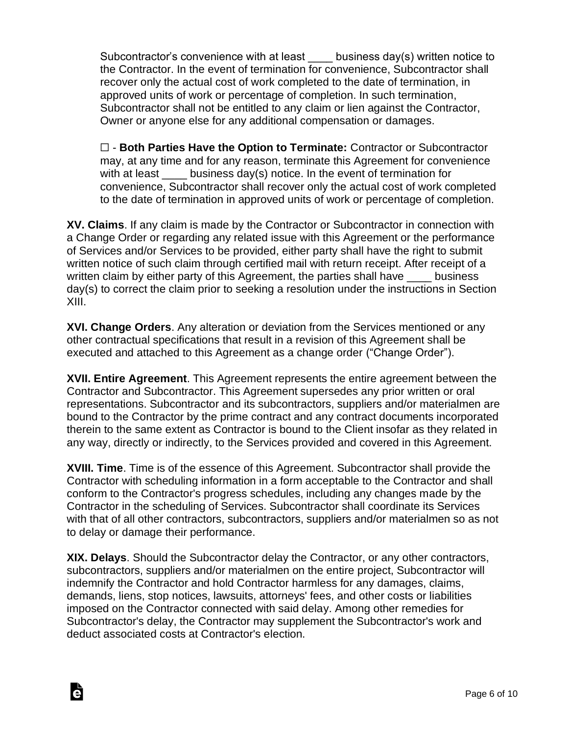Subcontractor's convenience with at least ____ business day(s) written notice to the Contractor. In the event of termination for convenience, Subcontractor shall recover only the actual cost of work completed to the date of termination, in approved units of work or percentage of completion. In such termination, Subcontractor shall not be entitled to any claim or lien against the Contractor, Owner or anyone else for any additional compensation or damages.

☐ - **Both Parties Have the Option to Terminate:** Contractor or Subcontractor may, at any time and for any reason, terminate this Agreement for convenience with at least ____ business day(s) notice. In the event of termination for convenience, Subcontractor shall recover only the actual cost of work completed to the date of termination in approved units of work or percentage of completion.

**XV. Claims**. If any claim is made by the Contractor or Subcontractor in connection with a Change Order or regarding any related issue with this Agreement or the performance of Services and/or Services to be provided, either party shall have the right to submit written notice of such claim through certified mail with return receipt. After receipt of a written claim by either party of this Agreement, the parties shall have ____ business day(s) to correct the claim prior to seeking a resolution under the instructions in Section XIII.

**XVI. Change Orders**. Any alteration or deviation from the Services mentioned or any other contractual specifications that result in a revision of this Agreement shall be executed and attached to this Agreement as a change order ("Change Order").

**XVII. Entire Agreement**. This Agreement represents the entire agreement between the Contractor and Subcontractor. This Agreement supersedes any prior written or oral representations. Subcontractor and its subcontractors, suppliers and/or materialmen are bound to the Contractor by the prime contract and any contract documents incorporated therein to the same extent as Contractor is bound to the Client insofar as they related in any way, directly or indirectly, to the Services provided and covered in this Agreement.

**XVIII. Time**. Time is of the essence of this Agreement. Subcontractor shall provide the Contractor with scheduling information in a form acceptable to the Contractor and shall conform to the Contractor's progress schedules, including any changes made by the Contractor in the scheduling of Services. Subcontractor shall coordinate its Services with that of all other contractors, subcontractors, suppliers and/or materialmen so as not to delay or damage their performance.

**XIX. Delays**. Should the Subcontractor delay the Contractor, or any other contractors, subcontractors, suppliers and/or materialmen on the entire project, Subcontractor will indemnify the Contractor and hold Contractor harmless for any damages, claims, demands, liens, stop notices, lawsuits, attorneys' fees, and other costs or liabilities imposed on the Contractor connected with said delay. Among other remedies for Subcontractor's delay, the Contractor may supplement the Subcontractor's work and deduct associated costs at Contractor's election.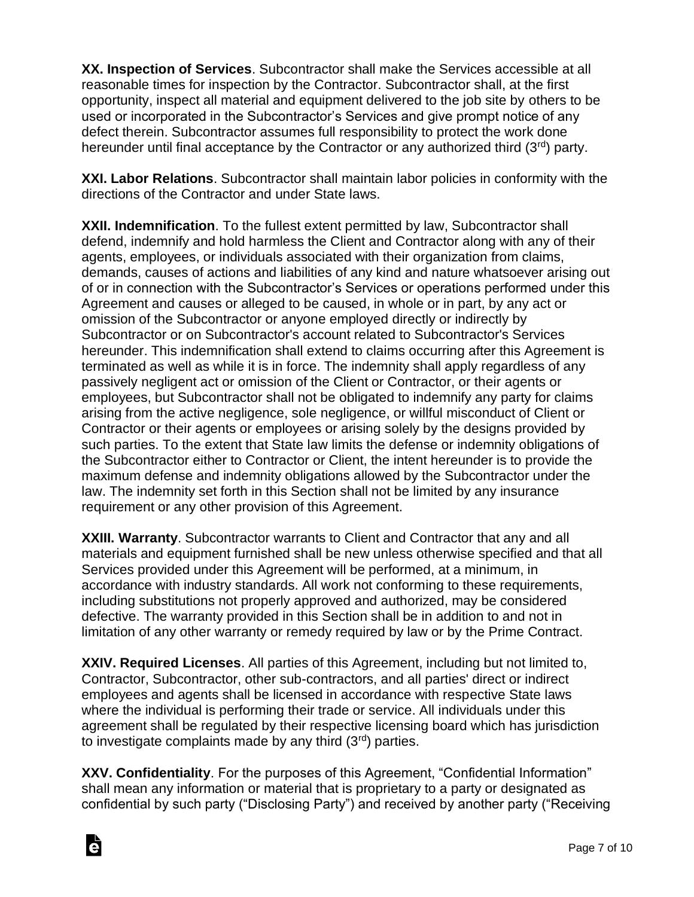**XX. Inspection of Services**. Subcontractor shall make the Services accessible at all reasonable times for inspection by the Contractor. Subcontractor shall, at the first opportunity, inspect all material and equipment delivered to the job site by others to be used or incorporated in the Subcontractor's Services and give prompt notice of any defect therein. Subcontractor assumes full responsibility to protect the work done hereunder until final acceptance by the Contractor or any authorized third (3rd) party.

**XXI. Labor Relations**. Subcontractor shall maintain labor policies in conformity with the directions of the Contractor and under State laws.

**XXII. Indemnification**. To the fullest extent permitted by law, Subcontractor shall defend, indemnify and hold harmless the Client and Contractor along with any of their agents, employees, or individuals associated with their organization from claims, demands, causes of actions and liabilities of any kind and nature whatsoever arising out of or in connection with the Subcontractor's Services or operations performed under this Agreement and causes or alleged to be caused, in whole or in part, by any act or omission of the Subcontractor or anyone employed directly or indirectly by Subcontractor or on Subcontractor's account related to Subcontractor's Services hereunder. This indemnification shall extend to claims occurring after this Agreement is terminated as well as while it is in force. The indemnity shall apply regardless of any passively negligent act or omission of the Client or Contractor, or their agents or employees, but Subcontractor shall not be obligated to indemnify any party for claims arising from the active negligence, sole negligence, or willful misconduct of Client or Contractor or their agents or employees or arising solely by the designs provided by such parties. To the extent that State law limits the defense or indemnity obligations of the Subcontractor either to Contractor or Client, the intent hereunder is to provide the maximum defense and indemnity obligations allowed by the Subcontractor under the law. The indemnity set forth in this Section shall not be limited by any insurance requirement or any other provision of this Agreement.

**XXIII. Warranty**. Subcontractor warrants to Client and Contractor that any and all materials and equipment furnished shall be new unless otherwise specified and that all Services provided under this Agreement will be performed, at a minimum, in accordance with industry standards. All work not conforming to these requirements, including substitutions not properly approved and authorized, may be considered defective. The warranty provided in this Section shall be in addition to and not in limitation of any other warranty or remedy required by law or by the Prime Contract.

**XXIV. Required Licenses**. All parties of this Agreement, including but not limited to, Contractor, Subcontractor, other sub-contractors, and all parties' direct or indirect employees and agents shall be licensed in accordance with respective State laws where the individual is performing their trade or service. All individuals under this agreement shall be regulated by their respective licensing board which has jurisdiction to investigate complaints made by any third (3rd) parties.

**XXV. Confidentiality**. For the purposes of this Agreement, "Confidential Information" shall mean any information or material that is proprietary to a party or designated as confidential by such party ("Disclosing Party") and received by another party ("Receiving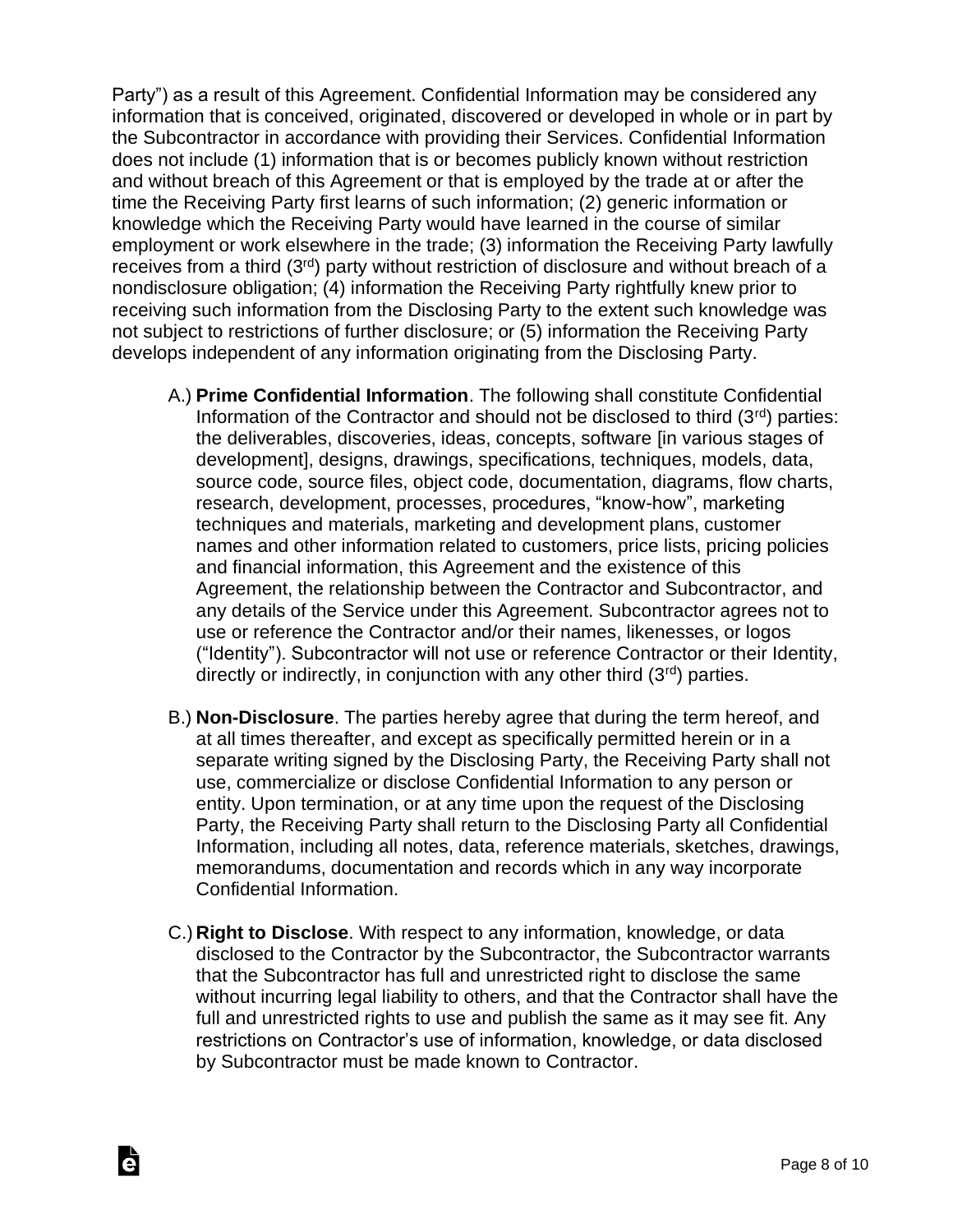Party") as a result of this Agreement. Confidential Information may be considered any information that is conceived, originated, discovered or developed in whole or in part by the Subcontractor in accordance with providing their Services. Confidential Information does not include (1) information that is or becomes publicly known without restriction and without breach of this Agreement or that is employed by the trade at or after the time the Receiving Party first learns of such information; (2) generic information or knowledge which the Receiving Party would have learned in the course of similar employment or work elsewhere in the trade; (3) information the Receiving Party lawfully receives from a third (3rd) party without restriction of disclosure and without breach of a nondisclosure obligation; (4) information the Receiving Party rightfully knew prior to receiving such information from the Disclosing Party to the extent such knowledge was not subject to restrictions of further disclosure; or (5) information the Receiving Party develops independent of any information originating from the Disclosing Party.

A.) **Prime Confidential Information**. The following shall constitute Confidential Information of the Contractor and should not be disclosed to third (3rd) parties: the deliverables, discoveries, ideas, concepts, software [in various stages of development], designs, drawings, specifications, techniques, models, data, source code, source files, object code, documentation, diagrams, flow charts, research, development, processes, procedures, "know-how", marketing techniques and materials, marketing and development plans, customer names and other information related to customers, price lists, pricing policies and financial information, this Agreement and the existence of this Agreement, the relationship between the Contractor and Subcontractor, and any details of the Service under this Agreement. Subcontractor agrees not to use or reference the Contractor and/or their names, likenesses, or logos ("Identity"). Subcontractor will not use or reference Contractor or their Identity, directly or indirectly, in conjunction with any other third (3rd) parties.

B.) **Non-Disclosure**. The parties hereby agree that during the term hereof, and at all times thereafter, and except as specifically permitted herein or in a separate writing signed by the Disclosing Party, the Receiving Party shall not use, commercialize or disclose Confidential Information to any person or entity. Upon termination, or at any time upon the request of the Disclosing Party, the Receiving Party shall return to the Disclosing Party all Confidential Information, including all notes, data, reference materials, sketches, drawings, memorandums, documentation and records which in any way incorporate Confidential Information.

C.) **Right to Disclose**. With respect to any information, knowledge, or data disclosed to the Contractor by the Subcontractor, the Subcontractor warrants that the Subcontractor has full and unrestricted right to disclose the same without incurring legal liability to others, and that the Contractor shall have the full and unrestricted rights to use and publish the same as it may see fit. Any restrictions on Contractor's use of information, knowledge, or data disclosed by Subcontractor must be made known to Contractor.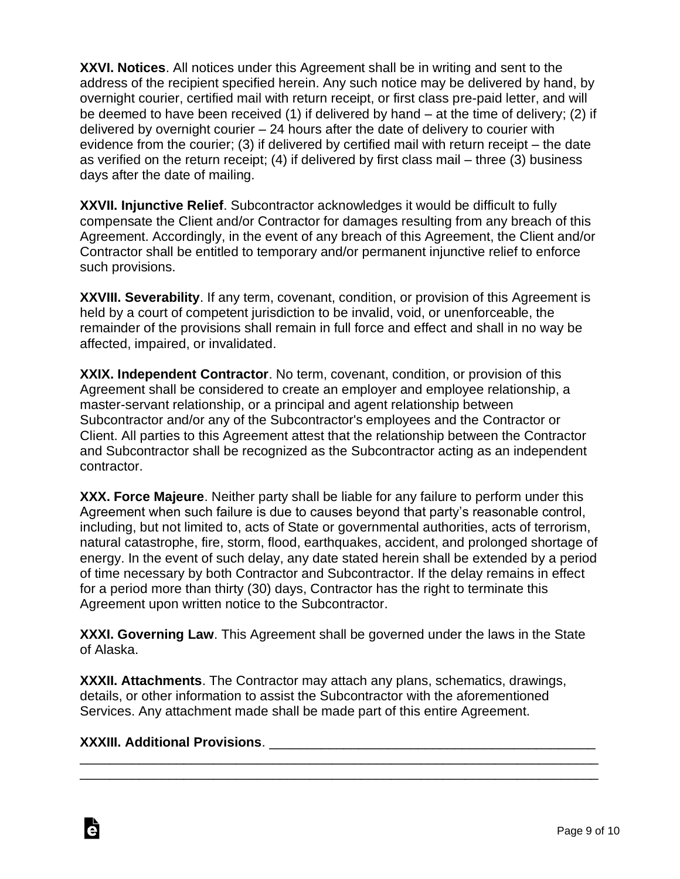**XXVI. Notices**. All notices under this Agreement shall be in writing and sent to the address of the recipient specified herein. Any such notice may be delivered by hand, by overnight courier, certified mail with return receipt, or first class pre-paid letter, and will be deemed to have been received (1) if delivered by hand – at the time of delivery; (2) if delivered by overnight courier – 24 hours after the date of delivery to courier with evidence from the courier; (3) if delivered by certified mail with return receipt – the date as verified on the return receipt; (4) if delivered by first class mail – three (3) business days after the date of mailing.

**XXVII. Injunctive Relief**. Subcontractor acknowledges it would be difficult to fully compensate the Client and/or Contractor for damages resulting from any breach of this Agreement. Accordingly, in the event of any breach of this Agreement, the Client and/or Contractor shall be entitled to temporary and/or permanent injunctive relief to enforce such provisions.

**XXVIII. Severability**. If any term, covenant, condition, or provision of this Agreement is held by a court of competent jurisdiction to be invalid, void, or unenforceable, the remainder of the provisions shall remain in full force and effect and shall in no way be affected, impaired, or invalidated.

**XXIX. Independent Contractor**. No term, covenant, condition, or provision of this Agreement shall be considered to create an employer and employee relationship, a master-servant relationship, or a principal and agent relationship between Subcontractor and/or any of the Subcontractor's employees and the Contractor or Client. All parties to this Agreement attest that the relationship between the Contractor and Subcontractor shall be recognized as the Subcontractor acting as an independent contractor.

**XXX. Force Majeure**. Neither party shall be liable for any failure to perform under this Agreement when such failure is due to causes beyond that party's reasonable control, including, but not limited to, acts of State or governmental authorities, acts of terrorism, natural catastrophe, fire, storm, flood, earthquakes, accident, and prolonged shortage of energy. In the event of such delay, any date stated herein shall be extended by a period of time necessary by both Contractor and Subcontractor. If the delay remains in effect for a period more than thirty (30) days, Contractor has the right to terminate this Agreement upon written notice to the Subcontractor.

**XXXI. Governing Law**. This Agreement shall be governed under the laws in the State of Alaska.

**XXXII. Attachments**. The Contractor may attach any plans, schematics, drawings, details, or other information to assist the Subcontractor with the aforementioned Services. Any attachment made shall be made part of this entire Agreement.

**XXXIII. Additional Provisions**. _______________________________________________
_________________________________________________________________________
_________________________________________________________________________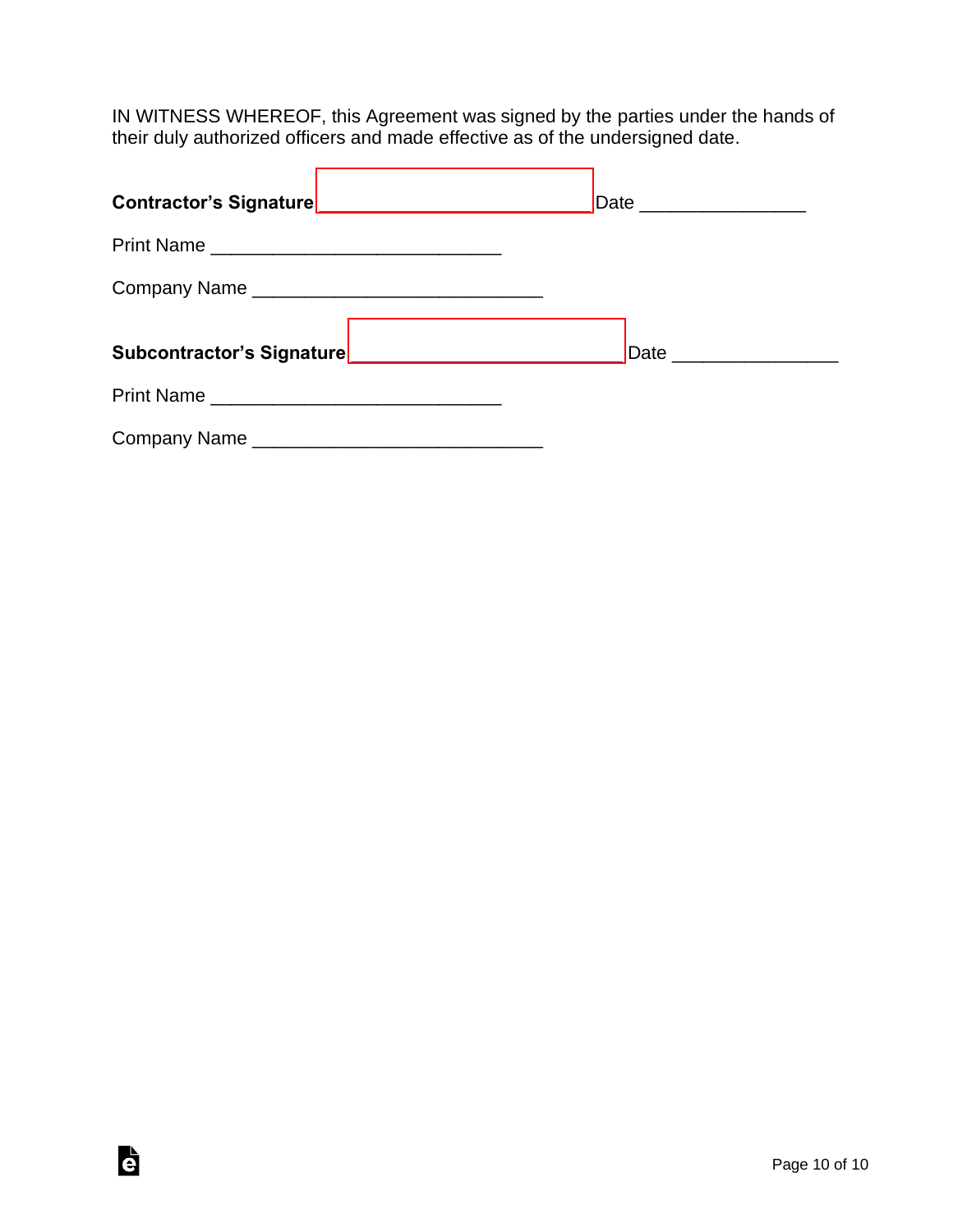IN WITNESS WHEREOF, this Agreement was signed by the parties under the hands of their duly authorized officers and made effective as of the undersigned date.

**Contractor's Signature** ___________________________ Date ________________

Print Name ____________________________

Company Name ____________________________

**Subcontractor's Signature** ___________________________ Date ________________

Print Name ____________________________

Company Name ____________________________